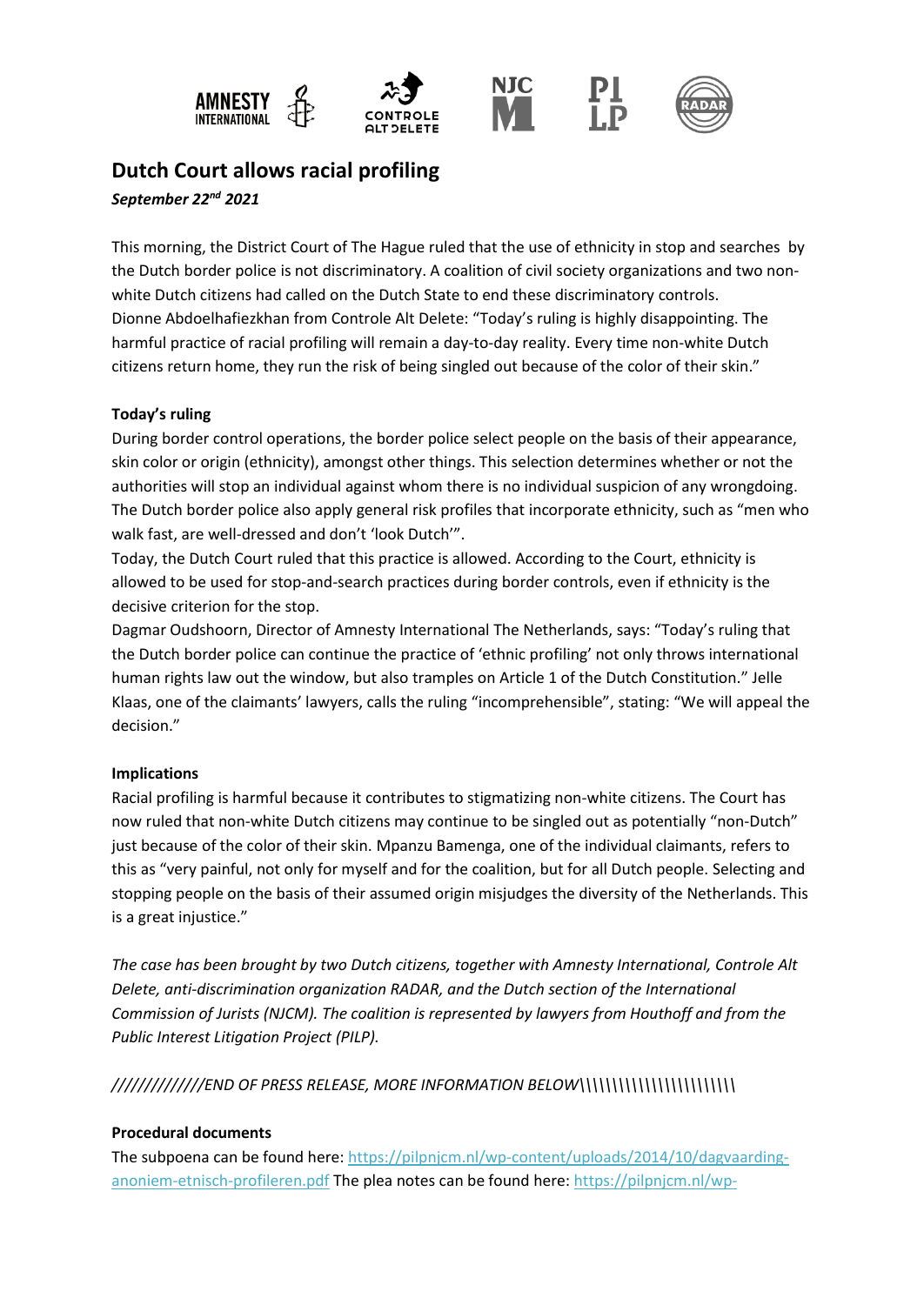# Dutch Court allows racial profiling

***September 22nd 2021***

This morning, the District Court of The Hague ruled that the use of ethnicity in stop and searches by the Dutch border police is not discriminatory. A coalition of civil society organizations and two non-white Dutch citizens had called on the Dutch State to end these discriminatory controls. Dionne Abdoelhafiezkhan from Controle Alt Delete: "Today's ruling is highly disappointing. The harmful practice of racial profiling will remain a day-to-day reality. Every time non-white Dutch citizens return home, they run the risk of being singled out because of the color of their skin."

**Today's ruling**

During border control operations, the border police select people on the basis of their appearance, skin color or origin (ethnicity), amongst other things. This selection determines whether or not the authorities will stop an individual against whom there is no individual suspicion of any wrongdoing. The Dutch border police also apply general risk profiles that incorporate ethnicity, such as "men who walk fast, are well-dressed and don't 'look Dutch'".

Today, the Dutch Court ruled that this practice is allowed. According to the Court, ethnicity is allowed to be used for stop-and-search practices during border controls, even if ethnicity is the decisive criterion for the stop.

Dagmar Oudshoorn, Director of Amnesty International The Netherlands, says: "Today's ruling that the Dutch border police can continue the practice of 'ethnic profiling' not only throws international human rights law out the window, but also tramples on Article 1 of the Dutch Constitution." Jelle Klaas, one of the claimants' lawyers, calls the ruling "incomprehensible", stating: "We will appeal the decision."

**Implications**

Racial profiling is harmful because it contributes to stigmatizing non-white citizens. The Court has now ruled that non-white Dutch citizens may continue to be singled out as potentially "non-Dutch" just because of the color of their skin. Mpanzu Bamenga, one of the individual claimants, refers to this as "very painful, not only for myself and for the coalition, but for all Dutch people. Selecting and stopping people on the basis of their assumed origin misjudges the diversity of the Netherlands. This is a great injustice."

*The case has been brought by two Dutch citizens, together with Amnesty International, Controle Alt Delete, anti-discrimination organization RADAR, and the Dutch section of the International Commission of Jurists (NJCM). The coalition is represented by lawyers from Houthoff and from the Public Interest Litigation Project (PILP).*

*/////////////END OF PRESS RELEASE, MORE INFORMATION BELOW\\\\\\\\\\\\\\\\\\\\\\\\*

**Procedural documents**

The subpoena can be found here: https://pilpnjcm.nl/wp-content/uploads/2014/10/dagvaarding-anoniem-etnisch-profileren.pdf The plea notes can be found here: https://pilpnjcm.nl/wp-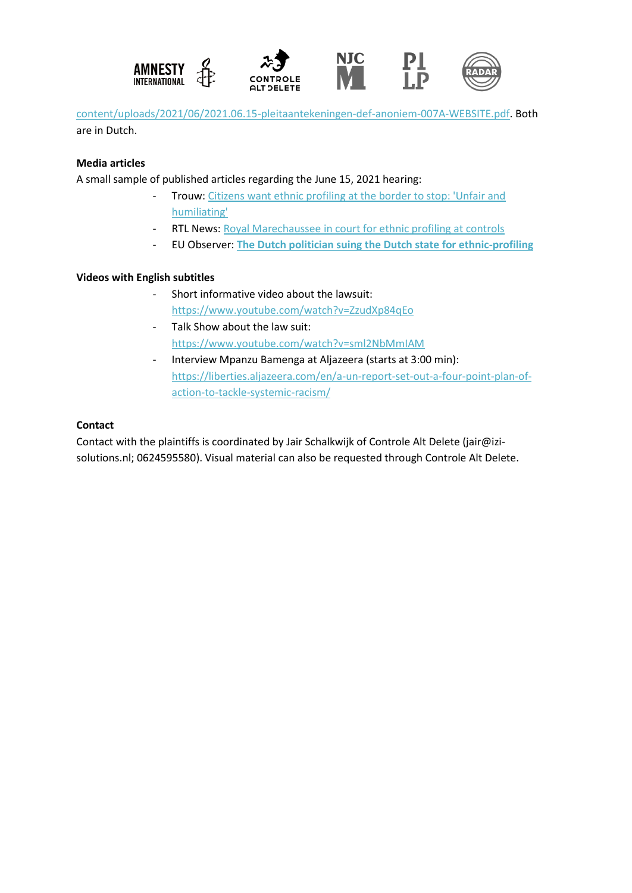content/uploads/2021/06/2021.06.15-pleitaantekeningen-def-anoniem-007A-WEBSITE.pdf. Both are in Dutch.

**Media articles**

A small sample of published articles regarding the June 15, 2021 hearing:

- Trouw: Citizens want ethnic profiling at the border to stop: 'Unfair and humiliating'
- RTL News: Royal Marechaussee in court for ethnic profiling at controls
- EU Observer: **The Dutch politician suing the Dutch state for ethnic-profiling**

**Videos with English subtitles**

- Short informative video about the lawsuit: https://www.youtube.com/watch?v=ZzudXp84qEo
- Talk Show about the law suit: https://www.youtube.com/watch?v=sml2NbMmIAM
- Interview Mpanzu Bamenga at Aljazeera (starts at 3:00 min): https://liberties.aljazeera.com/en/a-un-report-set-out-a-four-point-plan-of-action-to-tackle-systemic-racism/

**Contact**

Contact with the plaintiffs is coordinated by Jair Schalkwijk of Controle Alt Delete (jair@izi-solutions.nl; 0624595580). Visual material can also be requested through Controle Alt Delete.